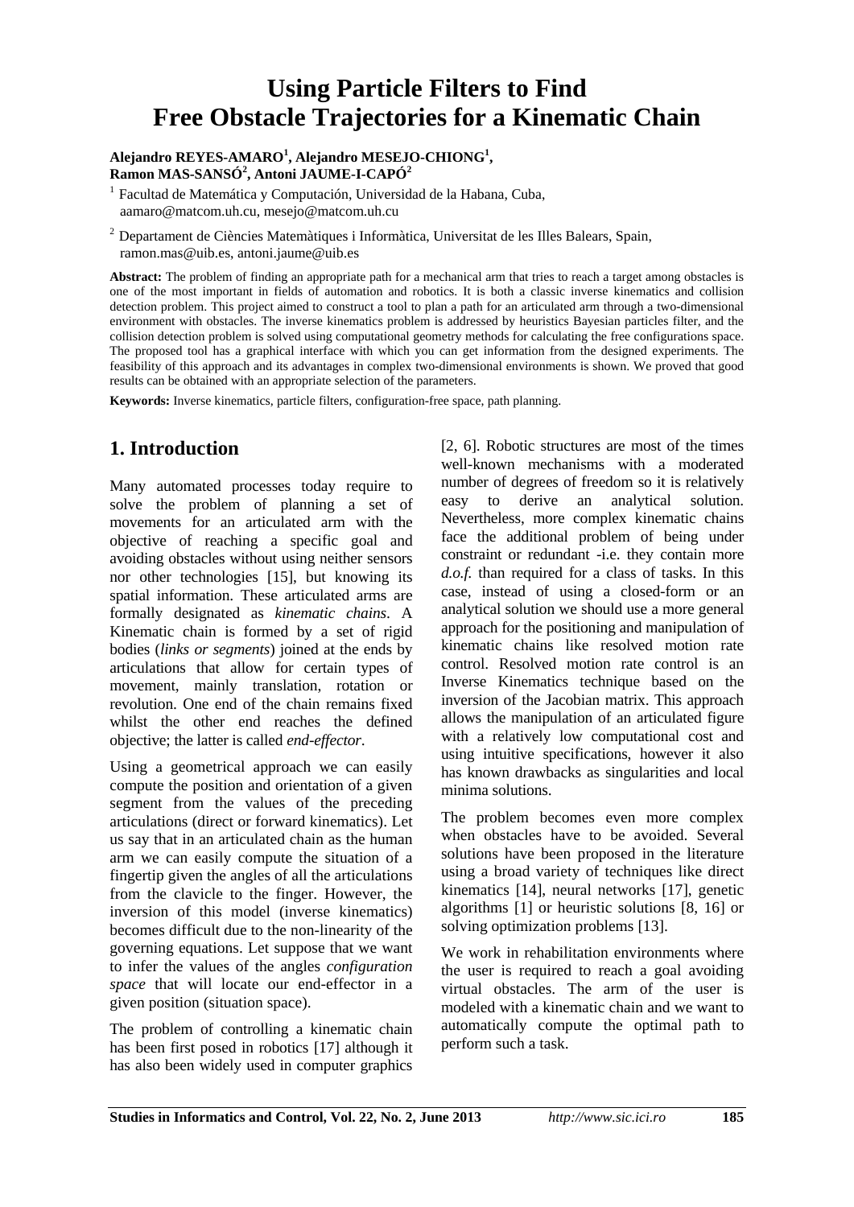# Using Particle Filters to Find Free Obstacle Trajectories for a Kinematic Chain

**Alejandro REYES-AMARO[1], Alejandro MESEJO-CHIONG[1], Ramon MAS-SANSÓ[2], Antoni JAUME-I-CAPÓ[2]**

[1] Facultad de Matemática y Computación, Universidad de la Habana, Cuba, aamaro@matcom.uh.cu, mesejo@matcom.uh.cu

[2] Departament de Ciències Matemàtiques i Informàtica, Universitat de les Illes Balears, Spain, ramon.mas@uib.es, antoni.jaume@uib.es

**Abstract:** The problem of finding an appropriate path for a mechanical arm that tries to reach a target among obstacles is one of the most important in fields of automation and robotics. It is both a classic inverse kinematics and collision detection problem. This project aimed to construct a tool to plan a path for an articulated arm through a two-dimensional environment with obstacles. The inverse kinematics problem is addressed by heuristics Bayesian particles filter, and the collision detection problem is solved using computational geometry methods for calculating the free configurations space. The proposed tool has a graphical interface with which you can get information from the designed experiments. The feasibility of this approach and its advantages in complex two-dimensional environments is shown. We proved that good results can be obtained with an appropriate selection of the parameters.

**Keywords:** Inverse kinematics, particle filters, configuration-free space, path planning.

## 1. Introduction

Many automated processes today require to solve the problem of planning a set of movements for an articulated arm with the objective of reaching a specific goal and avoiding obstacles without using neither sensors nor other technologies [15], but knowing its spatial information. These articulated arms are formally designated as *kinematic chains*. A Kinematic chain is formed by a set of rigid bodies (*links or segments*) joined at the ends by articulations that allow for certain types of movement, mainly translation, rotation or revolution. One end of the chain remains fixed whilst the other end reaches the defined objective; the latter is called *end-effector*.

Using a geometrical approach we can easily compute the position and orientation of a given segment from the values of the preceding articulations (direct or forward kinematics). Let us say that in an articulated chain as the human arm we can easily compute the situation of a fingertip given the angles of all the articulations from the clavicle to the finger. However, the inversion of this model (inverse kinematics) becomes difficult due to the non-linearity of the governing equations. Let suppose that we want to infer the values of the angles *configuration space* that will locate our end-effector in a given position (situation space).

The problem of controlling a kinematic chain has been first posed in robotics [17] although it has also been widely used in computer graphics [2, 6]. Robotic structures are most of the times well-known mechanisms with a moderated number of degrees of freedom so it is relatively easy to derive an analytical solution. Nevertheless, more complex kinematic chains face the additional problem of being under constraint or redundant -i.e. they contain more *d.o.f.* than required for a class of tasks. In this case, instead of using a closed-form or an analytical solution we should use a more general approach for the positioning and manipulation of kinematic chains like resolved motion rate control. Resolved motion rate control is an Inverse Kinematics technique based on the inversion of the Jacobian matrix. This approach allows the manipulation of an articulated figure with a relatively low computational cost and using intuitive specifications, however it also has known drawbacks as singularities and local minima solutions.

The problem becomes even more complex when obstacles have to be avoided. Several solutions have been proposed in the literature using a broad variety of techniques like direct kinematics [14], neural networks [17], genetic algorithms [1] or heuristic solutions [8, 16] or solving optimization problems [13].

We work in rehabilitation environments where the user is required to reach a goal avoiding virtual obstacles. The arm of the user is modeled with a kinematic chain and we want to automatically compute the optimal path to perform such a task.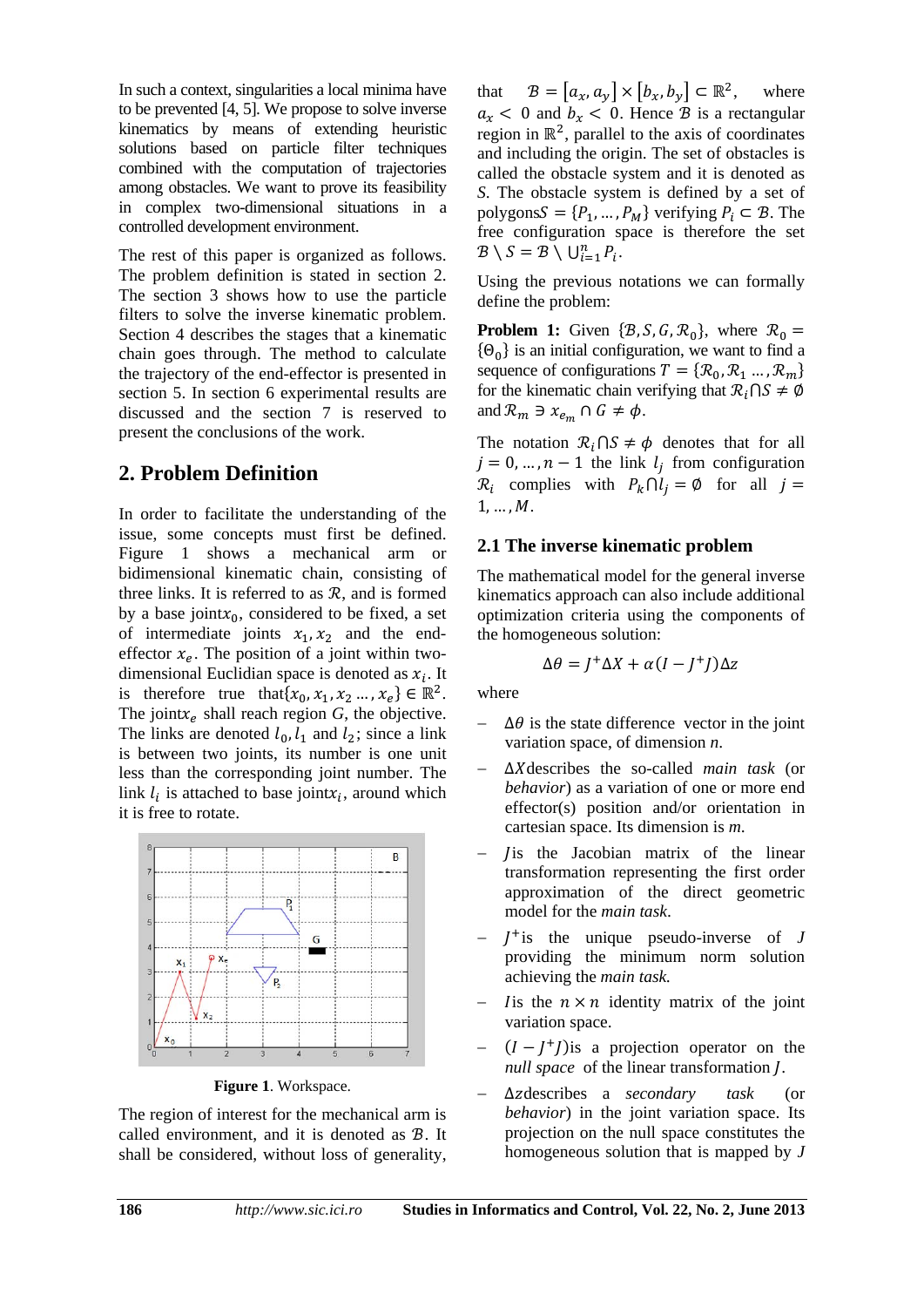In such a context, singularities a local minima have to be prevented [4, 5]. We propose to solve inverse kinematics by means of extending heuristic solutions based on particle filter techniques combined with the computation of trajectories among obstacles. We want to prove its feasibility in complex two-dimensional situations in a controlled development environment.

The rest of this paper is organized as follows. The problem definition is stated in section 2. The section 3 shows how to use the particle filters to solve the inverse kinematic problem. Section 4 describes the stages that a kinematic chain goes through. The method to calculate the trajectory of the end-effector is presented in section 5. In section 6 experimental results are discussed and the section 7 is reserved to present the conclusions of the work.

## 2. Problem Definition

In order to facilitate the understanding of the issue, some concepts must first be defined. Figure 1 shows a mechanical arm or bidimensional kinematic chain, consisting of three links. It is referred to as $\mathcal{R}$, and is formed by a base joint$x_0$, considered to be fixed, a set of intermediate joints $x_1, x_2$ and the end-effector $x_e$. The position of a joint within two-dimensional Euclidian space is denoted as $x_i$. It is therefore true that$\{x_0, x_1, x_2 \dots, x_e\} \in \mathbb{R}^2$. The joint$x_e$ shall reach region $G$, the objective. The links are denoted $l_0, l_1$ and $l_2$; since a link is between two joints, its number is one unit less than the corresponding joint number. The link $l_i$ is attached to base joint$x_i$, around which it is free to rotate.

**Figure 1**. Workspace.

The region of interest for the mechanical arm is called environment, and it is denoted as $\mathcal{B}$. It shall be considered, without loss of generality, that $\mathcal{B} = [a_x, a_y] \times [b_x, b_y] \subset \mathbb{R}^2$, where $a_x < 0$ and $b_x < 0$. Hence $\mathcal{B}$ is a rectangular region in $\mathbb{R}^2$, parallel to the axis of coordinates and including the origin. The set of obstacles is called the obstacle system and it is denoted as $S$. The obstacle system is defined by a set of polygons$S = \{P_1, \dots, P_M\}$ verifying $P_i \subset \mathcal{B}$. The free configuration space is therefore the set $\mathcal{B} \setminus S = \mathcal{B} \setminus \bigcup_{i=1}^{n} P_i$.

Using the previous notations we can formally define the problem:

**Problem 1:** Given $\{\mathcal{B}, S, G, \mathcal{R}_0\}$, where $\mathcal{R}_0 = \{\Theta_0\}$ is an initial configuration, we want to find a sequence of configurations $T = \{\mathcal{R}_0, \mathcal{R}_1 \dots, \mathcal{R}_m\}$ for the kinematic chain verifying that $\mathcal{R}_i \cap S \neq \emptyset$ and $\mathcal{R}_m \ni x_{e_m} \cap G \neq \phi$.

The notation $\mathcal{R}_i \cap S \neq \phi$ denotes that for all $j = 0, \dots, n-1$ the link $l_j$ from configuration $\mathcal{R}_i$ complies with $P_k \cap l_j = \emptyset$ for all $j = 1, \dots, M$.

### 2.1 The inverse kinematic problem

The mathematical model for the general inverse kinematics approach can also include additional optimization criteria using the components of the homogeneous solution:

$$\Delta\theta = J^{+}\Delta X + \alpha(I - J^{+}J)\Delta z$$

where

- $\Delta\theta$ is the state difference vector in the joint variation space, of dimension *n*.
- $\Delta X$describes the so-called *main task* (or *behavior*) as a variation of one or more end effector(s) position and/or orientation in cartesian space. Its dimension is *m*.
- $J$is the Jacobian matrix of the linear transformation representing the first order approximation of the direct geometric model for the *main task*.
- $J^{+}$is the unique pseudo-inverse of $J$ providing the minimum norm solution achieving the *main task.*
- $I$is the $n \times n$ identity matrix of the joint variation space.
- $(I - J^{+}J)$is a projection operator on the *null space* of the linear transformation $J$.
- $\Delta z$describes a *secondary task* (or *behavior*) in the joint variation space. Its projection on the null space constitutes the homogeneous solution that is mapped by $J$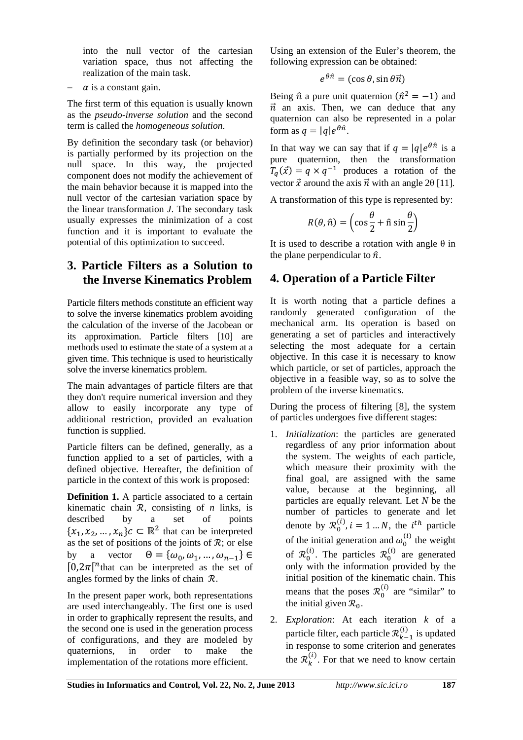into the null vector of the cartesian variation space, thus not affecting the realization of the main task.

– $\alpha$ is a constant gain.

The first term of this equation is usually known as the *pseudo-inverse solution* and the second term is called the *homogeneous solution*.

By definition the secondary task (or behavior) is partially performed by its projection on the null space. In this way, the projected component does not modify the achievement of the main behavior because it is mapped into the null vector of the cartesian variation space by the linear transformation *J*. The secondary task usually expresses the minimization of a cost function and it is important to evaluate the potential of this optimization to succeed.

## 3. Particle Filters as a Solution to the Inverse Kinematics Problem

Particle filters methods constitute an efficient way to solve the inverse kinematics problem avoiding the calculation of the inverse of the Jacobean or its approximation. Particle filters [10] are methods used to estimate the state of a system at a given time. This technique is used to heuristically solve the inverse kinematics problem.

The main advantages of particle filters are that they don't require numerical inversion and they allow to easily incorporate any type of additional restriction, provided an evaluation function is supplied.

Particle filters can be defined, generally, as a function applied to a set of particles, with a defined objective. Hereafter, the definition of particle in the context of this work is proposed:

**Definition 1.** A particle associated to a certain kinematic chain $\mathcal{R}$, consisting of *n* links, is described by a set of points $\{x_1, x_2, \ldots, x_n\}c \subset \mathbb{R}^2$ that can be interpreted as the set of positions of the joints of $\mathcal{R}$; or else by a vector $\Theta = \{\omega_0, \omega_1, \ldots, \omega_{n-1}\} \in [0, 2\pi[^n$ that can be interpreted as the set of angles formed by the links of chain $\mathcal{R}$.

In the present paper work, both representations are used interchangeably. The first one is used in order to graphically represent the results, and the second one is used in the generation process of configurations, and they are modeled by quaternions, in order to make the implementation of the rotations more efficient.

Using an extension of the Euler's theorem, the following expression can be obtained:

$$e^{\theta\hat{n}} = (\cos\theta, \sin\theta\vec{n})$$

Being $\hat{n}$ a pure unit quaternion ($\hat{n}^2 = -1$) and $\vec{n}$ an axis. Then, we can deduce that any quaternion can also be represented in a polar form as $q = |q|e^{\theta\hat{n}}$.

In that way we can say that if $q = |q|e^{\theta\hat{n}}$ is a pure quaternion, then the transformation $T_q(\vec{x}) = q \times q^{-1}$ produces a rotation of the vector $\vec{x}$ around the axis $\vec{n}$ with an angle 2θ [11].

A transformation of this type is represented by:

$$R(\theta, \hat{n}) = \left(\cos\frac{\theta}{2} + \hat{\mathrm{n}}\sin\frac{\theta}{2}\right)$$

It is used to describe a rotation with angle θ in the plane perpendicular to $\hat{n}$.

## 4. Operation of a Particle Filter

It is worth noting that a particle defines a randomly generated configuration of the mechanical arm. Its operation is based on generating a set of particles and interactively selecting the most adequate for a certain objective. In this case it is necessary to know which particle, or set of particles, approach the objective in a feasible way, so as to solve the problem of the inverse kinematics.

During the process of filtering [8], the system of particles undergoes five different stages:

1. *Initialization*: the particles are generated regardless of any prior information about the system. The weights of each particle, which measure their proximity with the final goal, are assigned with the same value, because at the beginning, all particles are equally relevant. Let *N* be the number of particles to generate and let denote by $\mathcal{R}_0^{(i)}, i = 1 \ldots N$, the $i^{th}$ particle of the initial generation and $\omega_0^{(i)}$ the weight of $\mathcal{R}_0^{(i)}$. The particles $\mathcal{R}_0^{(i)}$ are generated only with the information provided by the initial position of the kinematic chain. This means that the poses $\mathcal{R}_0^{(i)}$ are "similar" to the initial given $\mathcal{R}_0$.
2. *Exploration*: At each iteration *k* of a particle filter, each particle $\mathcal{R}_{k-1}^{(i)}$ is updated in response to some criterion and generates the $\mathcal{R}_k^{(i)}$. For that we need to know certain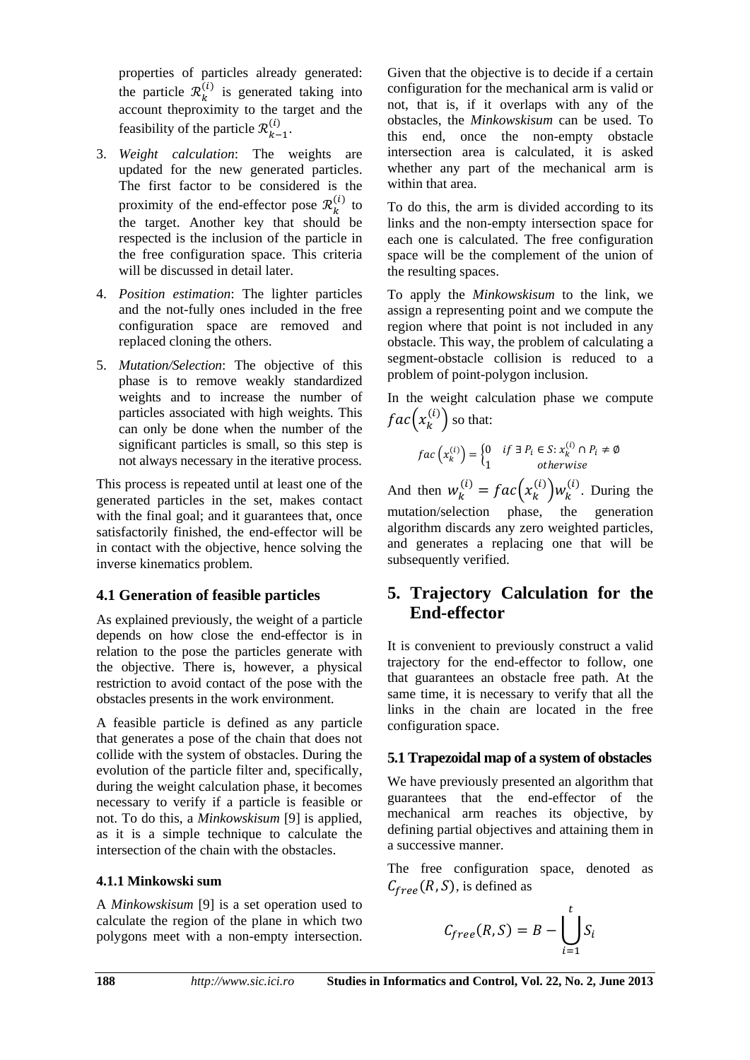properties of particles already generated: the particle $\mathcal{R}_k^{(i)}$ is generated taking into account theproximity to the target and the feasibility of the particle $\mathcal{R}_{k-1}^{(i)}$.

3. *Weight calculation*: The weights are updated for the new generated particles. The first factor to be considered is the proximity of the end-effector pose $\mathcal{R}_k^{(i)}$ to the target. Another key that should be respected is the inclusion of the particle in the free configuration space. This criteria will be discussed in detail later.

4. *Position estimation*: The lighter particles and the not-fully ones included in the free configuration space are removed and replaced cloning the others.

5. *Mutation/Selection*: The objective of this phase is to remove weakly standardized weights and to increase the number of particles associated with high weights. This can only be done when the number of the significant particles is small, so this step is not always necessary in the iterative process.

This process is repeated until at least one of the generated particles in the set, makes contact with the final goal; and it guarantees that, once satisfactorily finished, the end-effector will be in contact with the objective, hence solving the inverse kinematics problem.

### 4.1 Generation of feasible particles

As explained previously, the weight of a particle depends on how close the end-effector is in relation to the pose the particles generate with the objective. There is, however, a physical restriction to avoid contact of the pose with the obstacles presents in the work environment.

A feasible particle is defined as any particle that generates a pose of the chain that does not collide with the system of obstacles. During the evolution of the particle filter and, specifically, during the weight calculation phase, it becomes necessary to verify if a particle is feasible or not. To do this, a *Minkowskisum* [9] is applied, as it is a simple technique to calculate the intersection of the chain with the obstacles.

#### 4.1.1 Minkowski sum

A *Minkowskisum* [9] is a set operation used to calculate the region of the plane in which two polygons meet with a non-empty intersection. Given that the objective is to decide if a certain configuration for the mechanical arm is valid or not, that is, if it overlaps with any of the obstacles, the *Minkowskisum* can be used. To this end, once the non-empty obstacle intersection area is calculated, it is asked whether any part of the mechanical arm is within that area.

To do this, the arm is divided according to its links and the non-empty intersection space for each one is calculated. The free configuration space will be the complement of the union of the resulting spaces.

To apply the *Minkowskisum* to the link, we assign a representing point and we compute the region where that point is not included in any obstacle. This way, the problem of calculating a segment-obstacle collision is reduced to a problem of point-polygon inclusion.

In the weight calculation phase we compute $fac\left(x_k^{(i)}\right)$ so that:

$$fac\left(x_k^{(i)}\right) = \begin{cases} 0 & if \ \exists \ P_i \in S: x_k^{(i)} \cap P_i \neq \emptyset \\ 1 & otherwise \end{cases}$$

And then $w_k^{(i)} = fac\left(x_k^{(i)}\right) w_k^{(i)}$. During the mutation/selection phase, the generation algorithm discards any zero weighted particles, and generates a replacing one that will be subsequently verified.

## 5. Trajectory Calculation for the End-effector

It is convenient to previously construct a valid trajectory for the end-effector to follow, one that guarantees an obstacle free path. At the same time, it is necessary to verify that all the links in the chain are located in the free configuration space.

### 5.1 Trapezoidal map of a system of obstacles

We have previously presented an algorithm that guarantees that the end-effector of the mechanical arm reaches its objective, by defining partial objectives and attaining them in a successive manner.

The free configuration space, denoted as $C_{free}(R, S)$, is defined as

$$C_{free}(R, S) = B - \bigcup_{i=1}^{t} S_i$$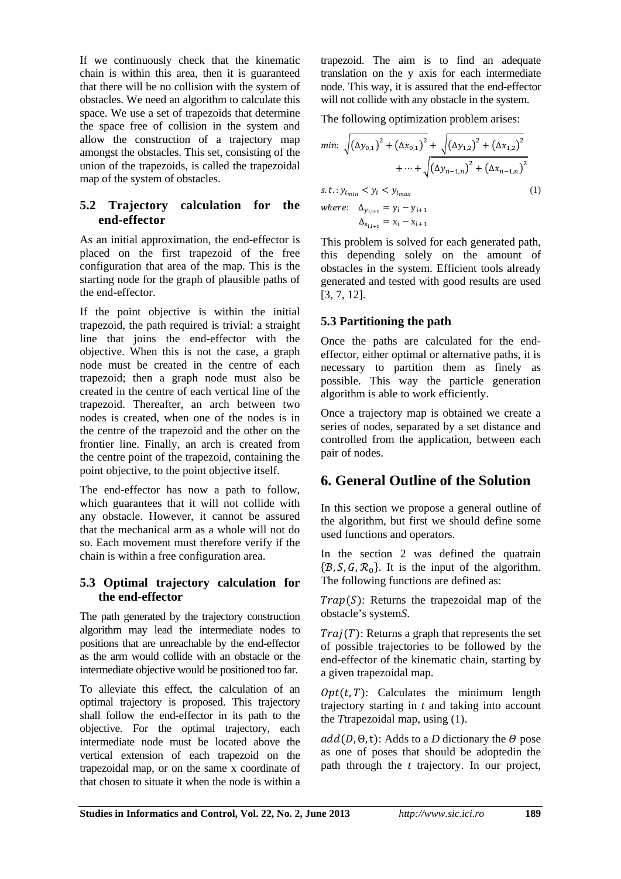If we continuously check that the kinematic chain is within this area, then it is guaranteed that there will be no collision with the system of obstacles. We need an algorithm to calculate this space. We use a set of trapezoids that determine the space free of collision in the system and allow the construction of a trajectory map amongst the obstacles. This set, consisting of the union of the trapezoids, is called the trapezoidal map of the system of obstacles.

### 5.2 Trajectory calculation for the end-effector

As an initial approximation, the end-effector is placed on the first trapezoid of the free configuration that area of the map. This is the starting node for the graph of plausible paths of the end-effector.

If the point objective is within the initial trapezoid, the path required is trivial: a straight line that joins the end-effector with the objective. When this is not the case, a graph node must be created in the centre of each trapezoid; then a graph node must also be created in the centre of each vertical line of the trapezoid. Thereafter, an arch between two nodes is created, when one of the nodes is in the centre of the trapezoid and the other on the frontier line. Finally, an arch is created from the centre point of the trapezoid, containing the point objective, to the point objective itself.

The end-effector has now a path to follow, which guarantees that it will not collide with any obstacle. However, it cannot be assured that the mechanical arm as a whole will not do so. Each movement must therefore verify if the chain is within a free configuration area.

### 5.3 Optimal trajectory calculation for the end-effector

The path generated by the trajectory construction algorithm may lead the intermediate nodes to positions that are unreachable by the end-effector as the arm would collide with an obstacle or the intermediate objective would be positioned too far.

To alleviate this effect, the calculation of an optimal trajectory is proposed. This trajectory shall follow the end-effector in its path to the objective. For the optimal trajectory, each intermediate node must be located above the vertical extension of each trapezoid on the trapezoidal map, or on the same x coordinate of that chosen to situate it when the node is within a trapezoid. The aim is to find an adequate translation on the y axis for each intermediate node. This way, it is assured that the end-effector will not collide with any obstacle in the system.

The following optimization problem arises:

$$
\begin{aligned}
min\colon\ & \sqrt{(\Delta y_{0,1})^2 + (\Delta x_{0,1})^2} + \sqrt{(\Delta y_{1,2})^2 + (\Delta x_{1,2})^2} \\
& + \cdots + \sqrt{(\Delta y_{n-1,n})^2 + (\Delta x_{n-1,n})^2} \\
s.t.\colon\ & y_{i_{min}} < y_i < y_{i_{max}} \\
where\colon\ & \Delta_{y_{i,i+1}} = y_i - y_{i+1} \\
& \Delta_{x_{i,i+1}} = x_i - x_{i+1}
\end{aligned}
\tag{1}
$$

This problem is solved for each generated path, this depending solely on the amount of obstacles in the system. Efficient tools already generated and tested with good results are used [3, 7, 12].

### 5.3 Partitioning the path

Once the paths are calculated for the end-effector, either optimal or alternative paths, it is necessary to partition them as finely as possible. This way the particle generation algorithm is able to work efficiently.

Once a trajectory map is obtained we create a series of nodes, separated by a set distance and controlled from the application, between each pair of nodes.

## 6. General Outline of the Solution

In this section we propose a general outline of the algorithm, but first we should define some used functions and operators.

In the section 2 was defined the quatrain $\{\mathcal{B}, S, G, \mathcal{R}_0\}$. It is the input of the algorithm. The following functions are defined as:

$Trap(S)$: Returns the trapezoidal map of the obstacle's system*S*.

$Traj(T)$: Returns a graph that represents the set of possible trajectories to be followed by the end-effector of the kinematic chain, starting by a given trapezoidal map.

$Opt(t, T)$: Calculates the minimum length trajectory starting in *t* and taking into account the *T*trapezoidal map, using (1).

$add(D, \Theta, t)$: Adds to a *D* dictionary the $\Theta$ pose as one of poses that should be adoptedin the path through the *t* trajectory. In our project,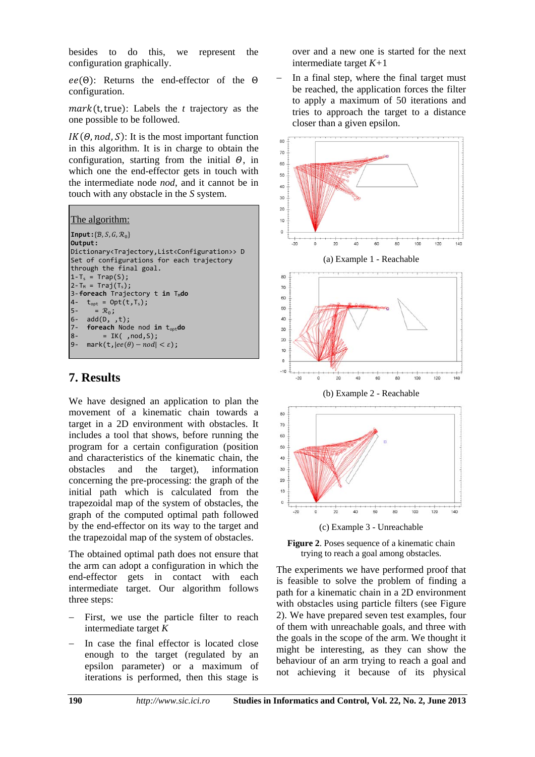besides to do this, we represent the configuration graphically.

$ee(\Theta)$: Returns the end-effector of the $\Theta$ configuration.

$mark(t, \text{true})$: Labels the $t$ trajectory as the one possible to be followed.

$IK(\Theta, nod, S)$: It is the most important function in this algorithm. It is in charge to obtain the configuration, starting from the initial $\Theta$, in which one the end-effector gets in touch with the intermediate node *nod*, and it cannot be in touch with any obstacle in the *S* system.

The algorithm:

```
Input:{B,S,G,R0}
Output:
Dictionary<Trajectory,List<Configuration>> D
Set of configurations for each trajectory
through the final goal.
1-Ts = Trap(S);
2-TM = Traj(Ts);
3-foreach Trajectory t in TMdo
4-   topt = Opt(t,Ts);
5-      = R0;
6-   add(D, ,t);
7-   foreach Node nod in toptdo
8-        = IK( ,nod,S);
9-   mark(t,|ee(θ) − nod| < ε);
```

## 7. Results

We have designed an application to plan the movement of a kinematic chain towards a target in a 2D environment with obstacles. It includes a tool that shows, before running the program for a certain configuration (position and characteristics of the kinematic chain, the obstacles and the target), information concerning the pre-processing: the graph of the initial path which is calculated from the trapezoidal map of the system of obstacles, the graph of the computed optimal path followed by the end-effector on its way to the target and the trapezoidal map of the system of obstacles.

The obtained optimal path does not ensure that the arm can adopt a configuration in which the end-effector gets in contact with each intermediate target. Our algorithm follows three steps:

- First, we use the particle filter to reach intermediate target *K*
- In case the final effector is located close enough to the target (regulated by an epsilon parameter) or a maximum of iterations is performed, then this stage is over and a new one is started for the next intermediate target *K*+1
- In a final step, where the final target must be reached, the application forces the filter to apply a maximum of 50 iterations and tries to approach the target to a distance closer than a given epsilon.

(a) Example 1 - Reachable

(b) Example 2 - Reachable

(c) Example 3 - Unreachable

**Figure 2**. Poses sequence of a kinematic chain trying to reach a goal among obstacles.

The experiments we have performed proof that is feasible to solve the problem of finding a path for a kinematic chain in a 2D environment with obstacles using particle filters (see Figure 2). We have prepared seven test examples, four of them with unreachable goals, and three with the goals in the scope of the arm. We thought it might be interesting, as they can show the behaviour of an arm trying to reach a goal and not achieving it because of its physical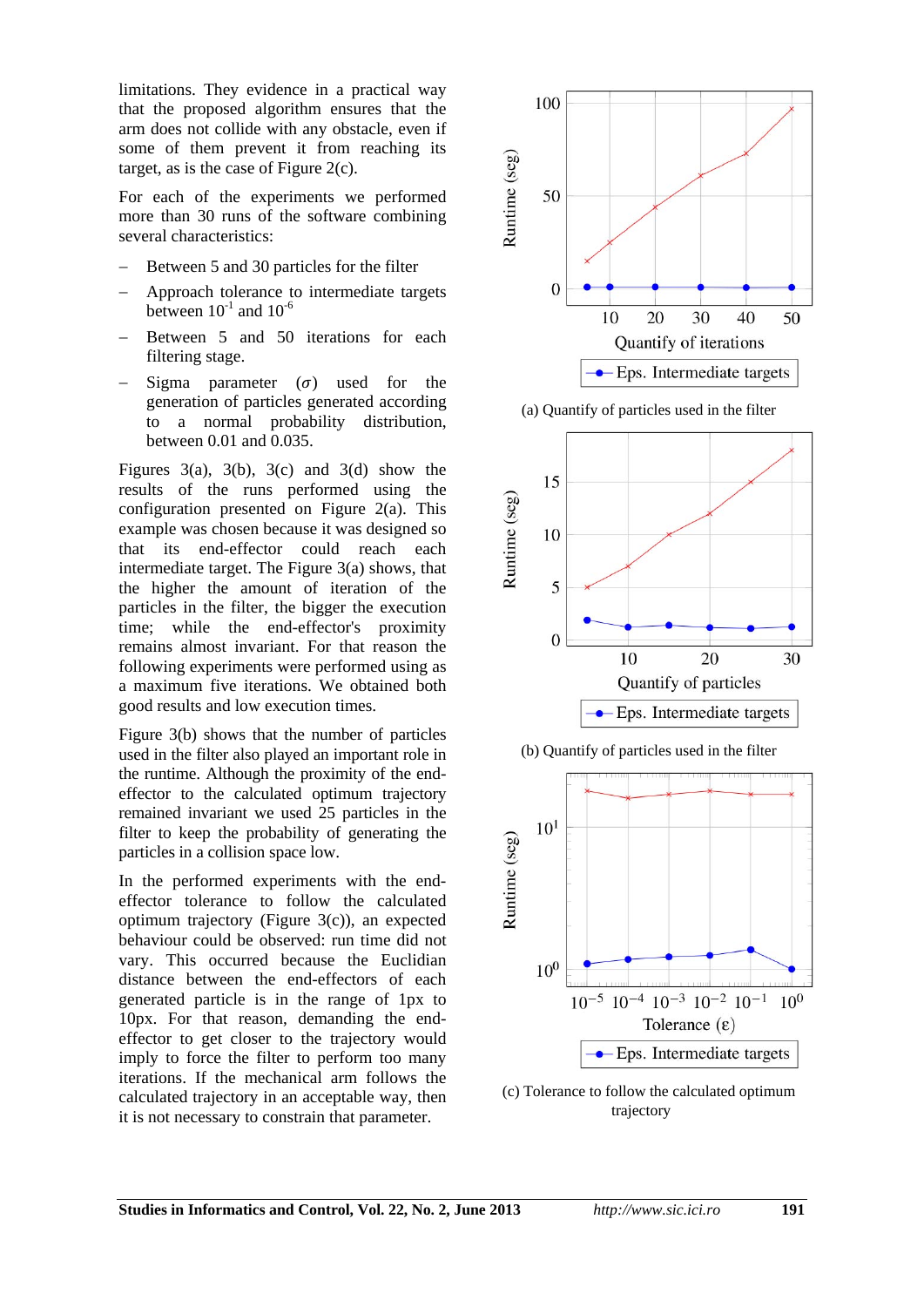limitations. They evidence in a practical way that the proposed algorithm ensures that the arm does not collide with any obstacle, even if some of them prevent it from reaching its target, as is the case of Figure 2(c).

For each of the experiments we performed more than 30 runs of the software combining several characteristics:

- Between 5 and 30 particles for the filter
- Approach tolerance to intermediate targets between $10^{-1}$ and $10^{-6}$
- Between 5 and 50 iterations for each filtering stage.
- Sigma parameter ($\sigma$) used for the generation of particles generated according to a normal probability distribution, between 0.01 and 0.035.

Figures 3(a), 3(b), 3(c) and 3(d) show the results of the runs performed using the configuration presented on Figure 2(a). This example was chosen because it was designed so that its end-effector could reach each intermediate target. The Figure 3(a) shows, that the higher the amount of iteration of the particles in the filter, the bigger the execution time; while the end-effector's proximity remains almost invariant. For that reason the following experiments were performed using as a maximum five iterations. We obtained both good results and low execution times.

Figure 3(b) shows that the number of particles used in the filter also played an important role in the runtime. Although the proximity of the end-effector to the calculated optimum trajectory remained invariant we used 25 particles in the filter to keep the probability of generating the particles in a collision space low.

In the performed experiments with the end-effector tolerance to follow the calculated optimum trajectory (Figure 3(c)), an expected behaviour could be observed: run time did not vary. This occurred because the Euclidian distance between the end-effectors of each generated particle is in the range of 1px to 10px. For that reason, demanding the end-effector to get closer to the trajectory would imply to force the filter to perform too many iterations. If the mechanical arm follows the calculated trajectory in an acceptable way, then it is not necessary to constrain that parameter.

(a) Quantify of particles used in the filter

(b) Quantify of particles used in the filter

(c) Tolerance to follow the calculated optimum trajectory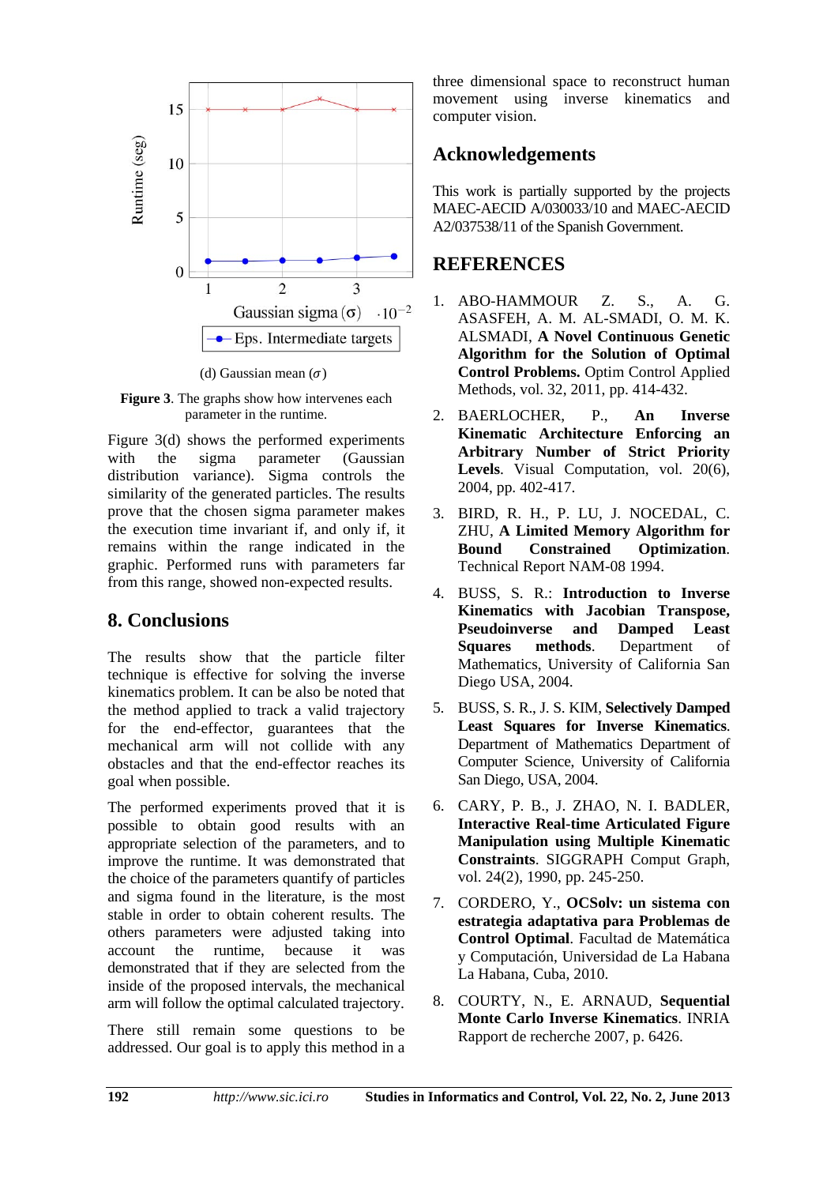(d) Gaussian mean ($\sigma$)

**Figure 3**. The graphs show how intervenes each parameter in the runtime.

Figure 3(d) shows the performed experiments with the sigma parameter (Gaussian distribution variance). Sigma controls the similarity of the generated particles. The results prove that the chosen sigma parameter makes the execution time invariant if, and only if, it remains within the range indicated in the graphic. Performed runs with parameters far from this range, showed non-expected results.

## 8. Conclusions

The results show that the particle filter technique is effective for solving the inverse kinematics problem. It can be also be noted that the method applied to track a valid trajectory for the end-effector, guarantees that the mechanical arm will not collide with any obstacles and that the end-effector reaches its goal when possible.

The performed experiments proved that it is possible to obtain good results with an appropriate selection of the parameters, and to improve the runtime. It was demonstrated that the choice of the parameters quantify of particles and sigma found in the literature, is the most stable in order to obtain coherent results. The others parameters were adjusted taking into account the runtime, because it was demonstrated that if they are selected from the inside of the proposed intervals, the mechanical arm will follow the optimal calculated trajectory.

There still remain some questions to be addressed. Our goal is to apply this method in a three dimensional space to reconstruct human movement using inverse kinematics and computer vision.

## Acknowledgements

This work is partially supported by the projects MAEC-AECID A/030033/10 and MAEC-AECID A2/037538/11 of the Spanish Government.

## REFERENCES

1. ABO-HAMMOUR Z. S., A. G. ASASFEH, A. M. AL-SMADI, O. M. K. ALSMADI, **A Novel Continuous Genetic Algorithm for the Solution of Optimal Control Problems.** Optim Control Applied Methods, vol. 32, 2011, pp. 414-432.
2. BAERLOCHER, P., **An Inverse Kinematic Architecture Enforcing an Arbitrary Number of Strict Priority Levels**. Visual Computation, vol. 20(6), 2004, pp. 402-417.
3. BIRD, R. H., P. LU, J. NOCEDAL, C. ZHU, **A Limited Memory Algorithm for Bound Constrained Optimization**. Technical Report NAM-08 1994.
4. BUSS, S. R.: **Introduction to Inverse Kinematics with Jacobian Transpose, Pseudoinverse and Damped Least Squares methods**. Department of Mathematics, University of California San Diego USA, 2004.
5. BUSS, S. R., J. S. KIM, **Selectively Damped Least Squares for Inverse Kinematics**. Department of Mathematics Department of Computer Science, University of California San Diego, USA, 2004.
6. CARY, P. B., J. ZHAO, N. I. BADLER, **Interactive Real-time Articulated Figure Manipulation using Multiple Kinematic Constraints**. SIGGRAPH Comput Graph, vol. 24(2), 1990, pp. 245-250.
7. CORDERO, Y., **OCSolv: un sistema con estrategia adaptativa para Problemas de Control Optimal**. Facultad de Matemática y Computación, Universidad de La Habana La Habana, Cuba, 2010.
8. COURTY, N., E. ARNAUD, **Sequential Monte Carlo Inverse Kinematics**. INRIA Rapport de recherche 2007, p. 6426.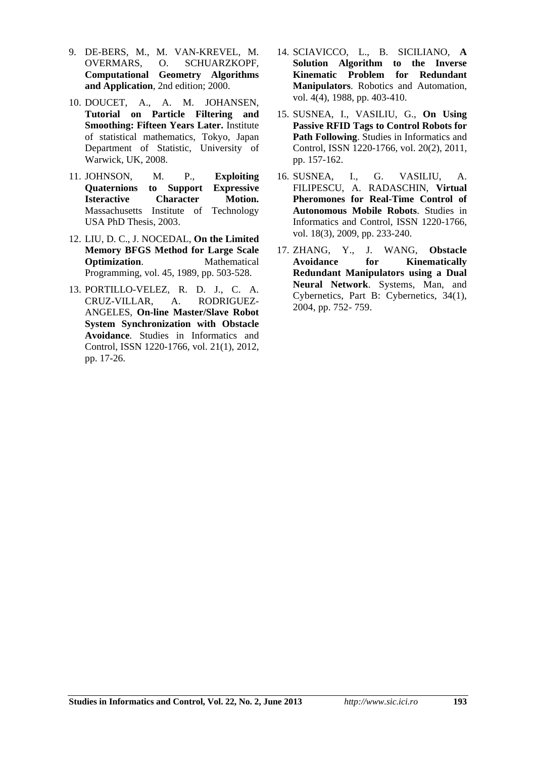9. DE-BERS, M., M. VAN-KREVEL, M. OVERMARS, O. SCHUARZKOPF, **Computational Geometry Algorithms and Application**, 2nd edition; 2000.

10. DOUCET, A., A. M. JOHANSEN, **Tutorial on Particle Filtering and Smoothing: Fifteen Years Later.** Institute of statistical mathematics, Tokyo, Japan Department of Statistic, University of Warwick, UK, 2008.

11. JOHNSON, M. P., **Exploiting Quaternions to Support Expressive Isteractive Character Motion.** Massachusetts Institute of Technology USA PhD Thesis, 2003.

12. LIU, D. C., J. NOCEDAL, **On the Limited Memory BFGS Method for Large Scale Optimization**. Mathematical Programming, vol. 45, 1989, pp. 503-528.

13. PORTILLO-VELEZ, R. D. J., C. A. CRUZ-VILLAR, A. RODRIGUEZ-ANGELES, **On-line Master/Slave Robot System Synchronization with Obstacle Avoidance**. Studies in Informatics and Control, ISSN 1220-1766, vol. 21(1), 2012, pp. 17-26.

14. SCIAVICCO, L., B. SICILIANO, **A Solution Algorithm to the Inverse Kinematic Problem for Redundant Manipulators**. Robotics and Automation, vol. 4(4), 1988, pp. 403-410.

15. SUSNEA, I., VASILIU, G., **On Using Passive RFID Tags to Control Robots for Path Following**. Studies in Informatics and Control, ISSN 1220-1766, vol. 20(2), 2011, pp. 157-162.

16. SUSNEA, I., G. VASILIU, A. FILIPESCU, A. RADASCHIN, **Virtual Pheromones for Real-Time Control of Autonomous Mobile Robots**. Studies in Informatics and Control, ISSN 1220-1766, vol. 18(3), 2009, pp. 233-240.

17. ZHANG, Y., J. WANG, **Obstacle Avoidance for Kinematically Redundant Manipulators using a Dual Neural Network**. Systems, Man, and Cybernetics, Part B: Cybernetics, 34(1), 2004, pp. 752- 759.